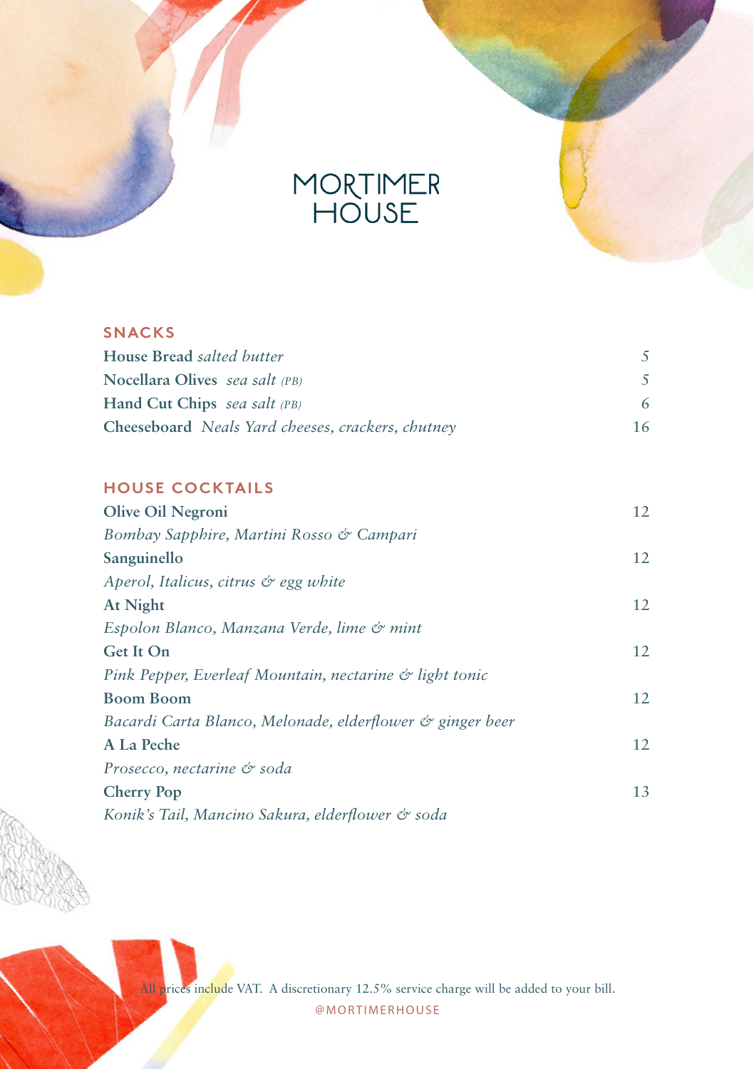# MORTIMER HOUSE

## SNACKS

| | |
|---|---|
| **House Bread** *salted butter* | 5 |
| **Nocellara Olives** *sea salt (PB)* | 5 |
| **Hand Cut Chips** *sea salt (PB)* | 6 |
| **Cheeseboard** *Neals Yard cheeses, crackers, chutney* | 16 |

## HOUSE COCKTAILS

| | |
|---|---|
| **Olive Oil Negroni**<br>*Bombay Sapphire, Martini Rosso & Campari* | 12 |
| **Sanguinello**<br>*Aperol, Italicus, citrus & egg white* | 12 |
| **At Night**<br>*Espolon Blanco, Manzana Verde, lime & mint* | 12 |
| **Get It On**<br>*Pink Pepper, Everleaf Mountain, nectarine & light tonic* | 12 |
| **Boom Boom**<br>*Bacardi Carta Blanco, Melonade, elderflower & ginger beer* | 12 |
| **A La Peche**<br>*Prosecco, nectarine & soda* | 12 |
| **Cherry Pop**<br>*Konik's Tail, Mancino Sakura, elderflower & soda* | 13 |

All prices include VAT. A discretionary 12.5% service charge will be added to your bill.

@MORTIMERHOUSE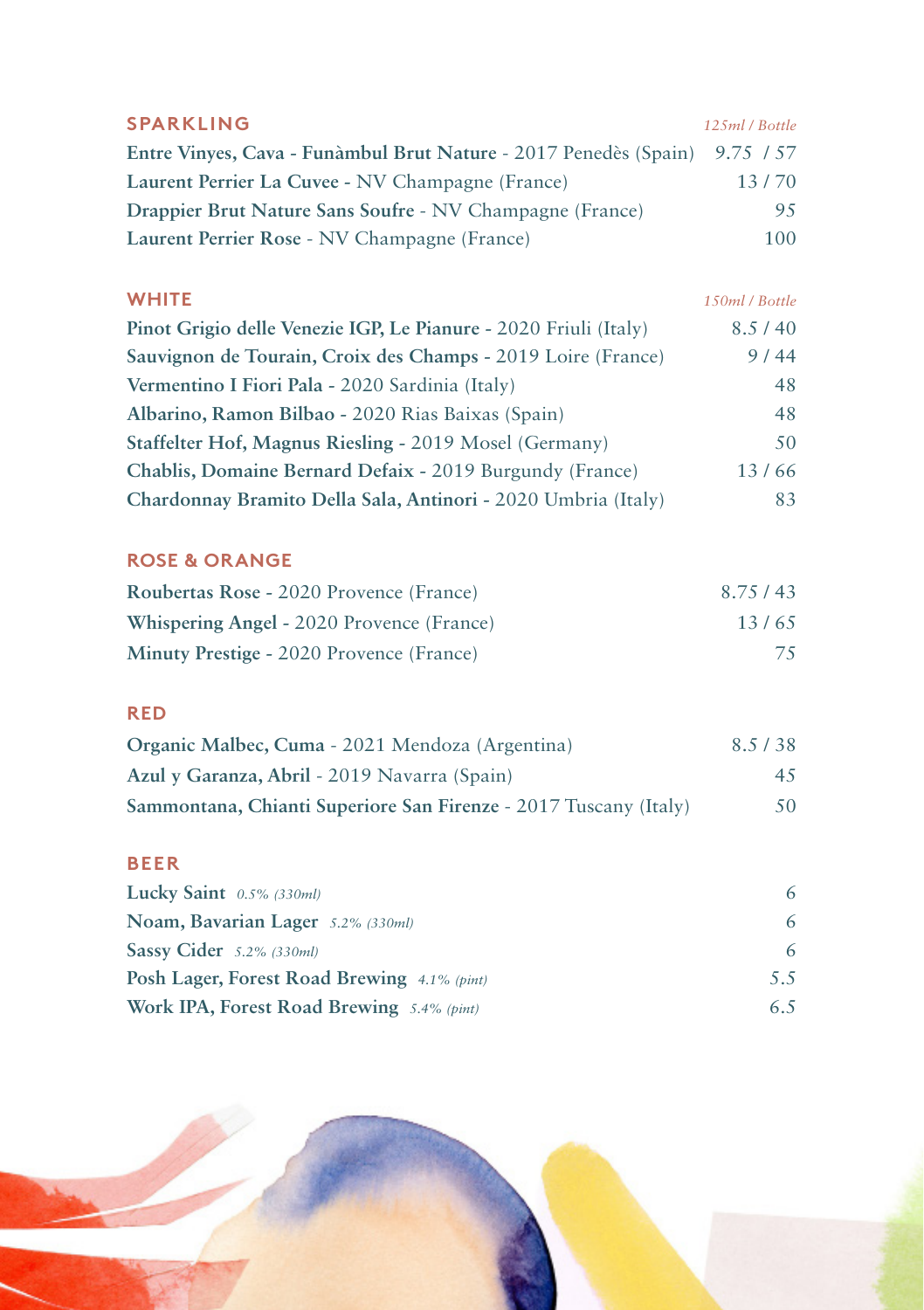## SPARKLING

| | *125ml / Bottle* |
|---|---|
| **Entre Vinyes, Cava - Funàmbul Brut Nature** - 2017 Penedès (Spain) | 9.75 / 57 |
| **Laurent Perrier La Cuvee** - NV Champagne (France) | 13 / 70 |
| **Drappier Brut Nature Sans Soufre** - NV Champagne (France) | 95 |
| **Laurent Perrier Rose** - NV Champagne (France) | 100 |

## WHITE

| | *150ml / Bottle* |
|---|---|
| **Pinot Grigio delle Venezie IGP, Le Pianure** - 2020 Friuli (Italy) | 8.5 / 40 |
| **Sauvignon de Tourain, Croix des Champs** - 2019 Loire (France) | 9 / 44 |
| **Vermentino I Fiori Pala** - 2020 Sardinia (Italy) | 48 |
| **Albarino, Ramon Bilbao** - 2020 Rias Baixas (Spain) | 48 |
| **Staffelter Hof, Magnus Riesling** - 2019 Mosel (Germany) | 50 |
| **Chablis, Domaine Bernard Defaix** - 2019 Burgundy (France) | 13 / 66 |
| **Chardonnay Bramito Della Sala, Antinori** - 2020 Umbria (Italy) | 83 |

## ROSE & ORANGE

| | |
|---|---|
| **Roubertas Rose** - 2020 Provence (France) | 8.75 / 43 |
| **Whispering Angel** - 2020 Provence (France) | 13 / 65 |
| **Minuty Prestige** - 2020 Provence (France) | 75 |

## RED

| | |
|---|---|
| **Organic Malbec, Cuma** - 2021 Mendoza (Argentina) | 8.5 / 38 |
| **Azul y Garanza, Abril** - 2019 Navarra (Spain) | 45 |
| **Sammontana, Chianti Superiore San Firenze** - 2017 Tuscany (Italy) | 50 |

## BEER

| | |
|---|---|
| **Lucky Saint** *0.5% (330ml)* | 6 |
| **Noam, Bavarian Lager** *5.2% (330ml)* | 6 |
| **Sassy Cider** *5.2% (330ml)* | 6 |
| **Posh Lager, Forest Road Brewing** *4.1% (pint)* | 5.5 |
| **Work IPA, Forest Road Brewing** *5.4% (pint)* | 6.5 |